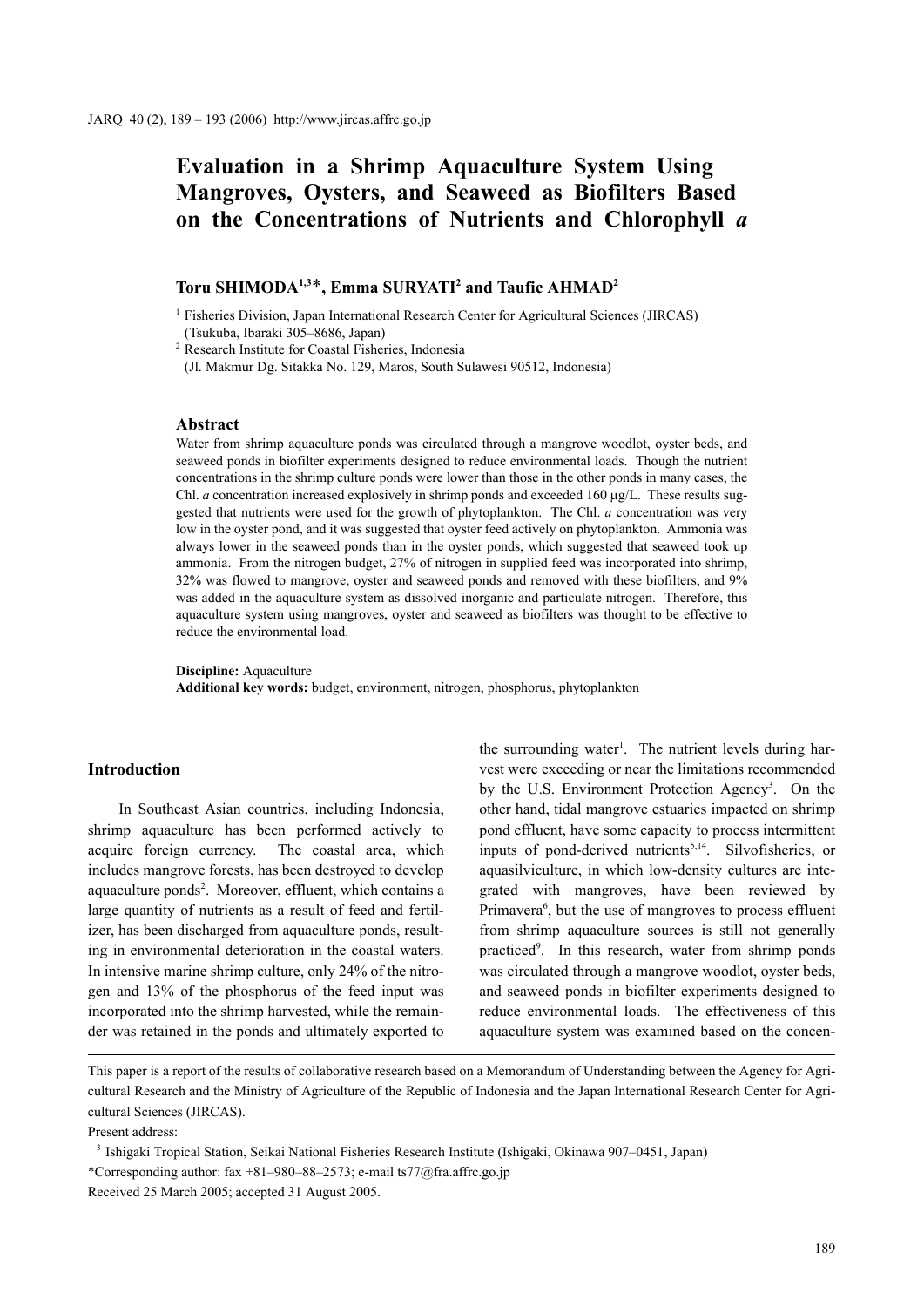# Evaluation in a Shrimp Aquaculture System Using Mangroves, Oysters, and Seaweed as Biofilters Based on the Concentrations of Nutrients and Chlorophyll *a*

**Toru SHIMODA[1,3]*, Emma SURYATI[2] and Taufic AHMAD[2]**

[1] Fisheries Division, Japan International Research Center for Agricultural Sciences (JIRCAS) (Tsukuba, Ibaraki 305–8686, Japan)

[2] Research Institute for Coastal Fisheries, Indonesia (Jl. Makmur Dg. Sitakka No. 129, Maros, South Sulawesi 90512, Indonesia)

## Abstract

Water from shrimp aquaculture ponds was circulated through a mangrove woodlot, oyster beds, and seaweed ponds in biofilter experiments designed to reduce environmental loads. Though the nutrient concentrations in the shrimp culture ponds were lower than those in the other ponds in many cases, the Chl. *a* concentration increased explosively in shrimp ponds and exceeded 160 μg/L. These results suggested that nutrients were used for the growth of phytoplankton. The Chl. *a* concentration was very low in the oyster pond, and it was suggested that oyster feed actively on phytoplankton. Ammonia was always lower in the seaweed ponds than in the oyster ponds, which suggested that seaweed took up ammonia. From the nitrogen budget, 27% of nitrogen in supplied feed was incorporated into shrimp, 32% was flowed to mangrove, oyster and seaweed ponds and removed with these biofilters, and 9% was added in the aquaculture system as dissolved inorganic and particulate nitrogen. Therefore, this aquaculture system using mangroves, oyster and seaweed as biofilters was thought to be effective to reduce the environmental load.

**Discipline:** Aquaculture
**Additional key words:** budget, environment, nitrogen, phosphorus, phytoplankton

## Introduction

In Southeast Asian countries, including Indonesia, shrimp aquaculture has been performed actively to acquire foreign currency. The coastal area, which includes mangrove forests, has been destroyed to develop aquaculture ponds[2]. Moreover, effluent, which contains a large quantity of nutrients as a result of feed and fertilizer, has been discharged from aquaculture ponds, resulting in environmental deterioration in the coastal waters. In intensive marine shrimp culture, only 24% of the nitrogen and 13% of the phosphorus of the feed input was incorporated into the shrimp harvested, while the remainder was retained in the ponds and ultimately exported to the surrounding water[1]. The nutrient levels during harvest were exceeding or near the limitations recommended by the U.S. Environment Protection Agency[3]. On the other hand, tidal mangrove estuaries impacted on shrimp pond effluent, have some capacity to process intermittent inputs of pond-derived nutrients[5,14]. Silvofisheries, or aquasilviculture, in which low-density cultures are integrated with mangroves, have been reviewed by Primavera[6], but the use of mangroves to process effluent from shrimp aquaculture sources is still not generally practiced[9]. In this research, water from shrimp ponds was circulated through a mangrove woodlot, oyster beds, and seaweed ponds in biofilter experiments designed to reduce environmental loads. The effectiveness of this aquaculture system was examined based on the concen-

This paper is a report of the results of collaborative research based on a Memorandum of Understanding between the Agency for Agricultural Research and the Ministry of Agriculture of the Republic of Indonesia and the Japan International Research Center for Agricultural Sciences (JIRCAS).

Present address:

[3] Ishigaki Tropical Station, Seikai National Fisheries Research Institute (Ishigaki, Okinawa 907–0451, Japan)

*Corresponding author: fax +81–980–88–2573; e-mail ts77@fra.affrc.go.jp

Received 25 March 2005; accepted 31 August 2005.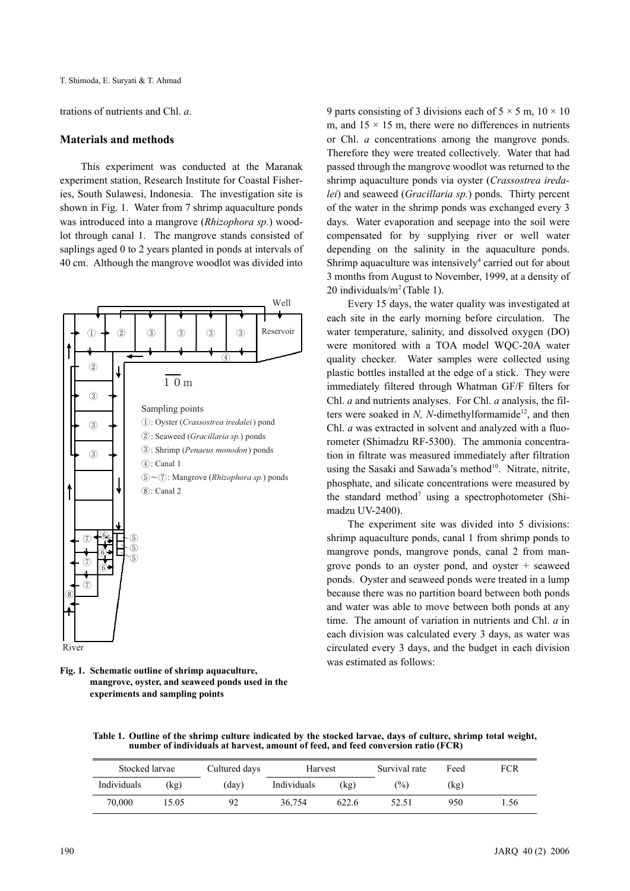trations of nutrients and Chl. *a*.

## Materials and methods

This experiment was conducted at the Maranak experiment station, Research Institute for Coastal Fisheries, South Sulawesi, Indonesia. The investigation site is shown in Fig. 1. Water from 7 shrimp aquaculture ponds was introduced into a mangrove (*Rhizophora sp.*) woodlot through canal 1. The mangrove stands consisted of saplings aged 0 to 2 years planted in ponds at intervals of 40 cm. Although the mangrove woodlot was divided into 9 parts consisting of 3 divisions each of 5 × 5 m, 10 × 10 m, and 15 × 15 m, there were no differences in nutrients or Chl. *a* concentrations among the mangrove ponds. Therefore they were treated collectively. Water that had passed through the mangrove woodlot was returned to the shrimp aquaculture ponds via oyster (*Crassostrea iredalei*) and seaweed (*Gracillaria sp.*) ponds. Thirty percent of the water in the shrimp ponds was exchanged every 3 days. Water evaporation and seepage into the soil were compensated for by supplying river or well water depending on the salinity in the aquaculture ponds. Shrimp aquaculture was intensively[4] carried out for about 3 months from August to November, 1999, at a density of 20 individuals/m$^2$ (Table 1).

Fig. 1. Schematic outline of shrimp aquaculture, mangrove, oyster, and seaweed ponds used in the experiments and sampling points

Sampling points
①: Oyster (*Crassostrea iredalei*) pond
②: Seaweed (*Gracillaria sp.*) ponds
③: Shrimp (*Penaeus monodon*) ponds
④: Canal 1
⑤〜⑦: Mangrove (*Rhizophora sp.*) ponds
⑧: Canal 2

Every 15 days, the water quality was investigated at each site in the early morning before circulation. The water temperature, salinity, and dissolved oxygen (DO) were monitored with a TOA model WQC-20A water quality checker. Water samples were collected using plastic bottles installed at the edge of a stick. They were immediately filtered through Whatman GF/F filters for Chl. *a* and nutrients analyses. For Chl. *a* analysis, the filters were soaked in *N, N*-dimethylformamide[12], and then Chl. *a* was extracted in solvent and analyzed with a fluorometer (Shimadzu RF-5300). The ammonia concentration in filtrate was measured immediately after filtration using the Sasaki and Sawada's method[10]. Nitrate, nitrite, phosphate, and silicate concentrations were measured by the standard method[7] using a spectrophotometer (Shimadzu UV-2400).

The experiment site was divided into 5 divisions: shrimp aquaculture ponds, canal 1 from shrimp ponds to mangrove ponds, mangrove ponds, canal 2 from mangrove ponds to an oyster pond, and oyster + seaweed ponds. Oyster and seaweed ponds were treated in a lump because there was no partition board between both ponds and water was able to move between both ponds at any time. The amount of variation in nutrients and Chl. *a* in each division was calculated every 3 days, as water was circulated every 3 days, and the budget in each division was estimated as follows:

**Table 1. Outline of the shrimp culture indicated by the stocked larvae, days of culture, shrimp total weight, number of individuals at harvest, amount of feed, and feed conversion ratio (FCR)**

| Stocked larvae | | Cultured days | Harvest | | Survival rate | Feed | FCR |
|---|---|---|---|---|---|---|---|
| Individuals | (kg) | (day) | Individuals | (kg) | (%) | (kg) | |
| 70,000 | 15.05 | 92 | 36,754 | 622.6 | 52.51 | 950 | 1.56 |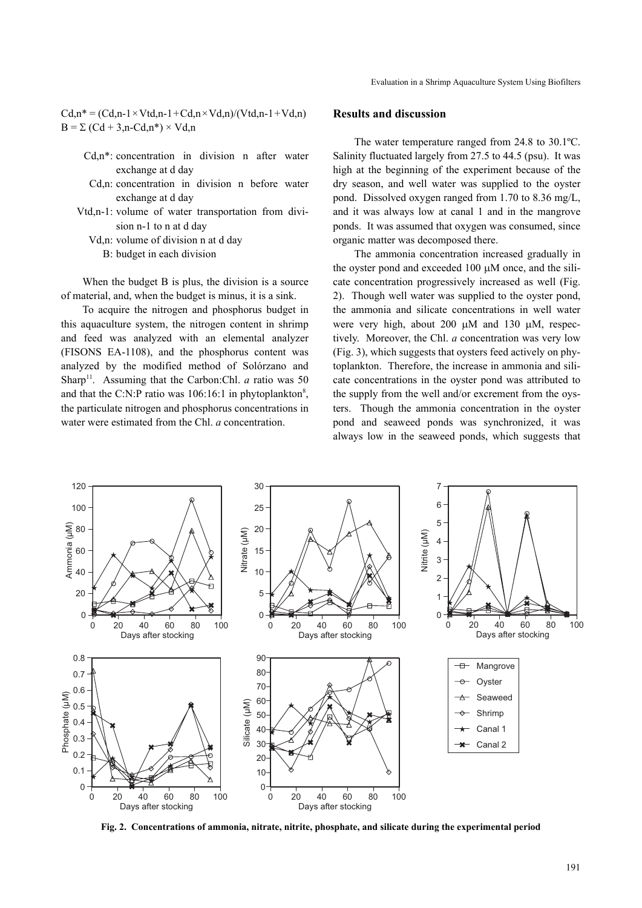$C_{d,n}^* = (C_{d,n-1} \times V_{td,n-1} + C_{d,n} \times V_{d,n})/(V_{td,n-1} + V_{d,n})$

$B = \Sigma\ (C_{d+3,n} - C_{d,n}^*) \times V_{d,n}$

- $C_{d,n}^*$: concentration in division n after water exchange at d day
- $C_{d,n}$: concentration in division n before water exchange at d day
- $V_{td,n-1}$: volume of water transportation from division n-1 to n at d day
- $V_{d,n}$: volume of division n at d day
- B: budget in each division

When the budget B is plus, the division is a source of material, and, when the budget is minus, it is a sink.

To acquire the nitrogen and phosphorus budget in this aquaculture system, the nitrogen content in shrimp and feed was analyzed with an elemental analyzer (FISONS EA-1108), and the phosphorus content was analyzed by the modified method of Solórzano and Sharp[11]. Assuming that the Carbon:Chl. *a* ratio was 50 and that the C:N:P ratio was 106:16:1 in phytoplankton[8], the particulate nitrogen and phosphorus concentrations in water were estimated from the Chl. *a* concentration.

## Results and discussion

The water temperature ranged from 24.8 to 30.1ºC. Salinity fluctuated largely from 27.5 to 44.5 (psu). It was high at the beginning of the experiment because of the dry season, and well water was supplied to the oyster pond. Dissolved oxygen ranged from 1.70 to 8.36 mg/L, and it was always low at canal 1 and in the mangrove ponds. It was assumed that oxygen was consumed, since organic matter was decomposed there.

The ammonia concentration increased gradually in the oyster pond and exceeded 100 µM once, and the silicate concentration progressively increased as well (Fig. 2). Though well water was supplied to the oyster pond, the ammonia and silicate concentrations in well water were very high, about 200 µM and 130 µM, respectively. Moreover, the Chl. *a* concentration was very low (Fig. 3), which suggests that oysters feed actively on phytoplankton. Therefore, the increase in ammonia and silicate concentrations in the oyster pond was attributed to the supply from the well and/or excrement from the oysters. Though the ammonia concentration in the oyster pond and seaweed ponds was synchronized, it was always low in the seaweed ponds, which suggests that

**Fig. 2. Concentrations of ammonia, nitrate, nitrite, phosphate, and silicate during the experimental period**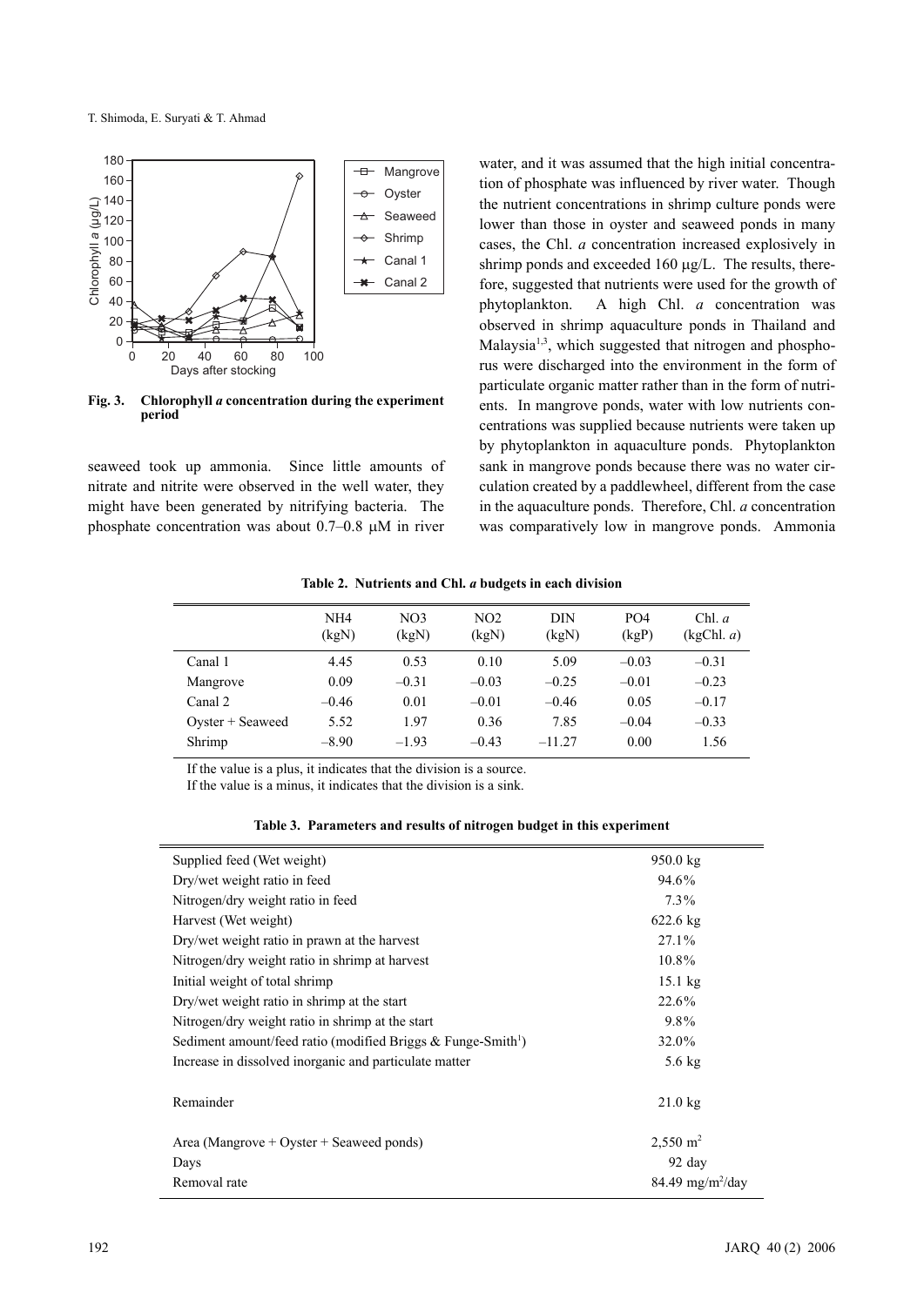Fig. 3. **Chlorophyll *a* concentration during the experiment period**

seaweed took up ammonia. Since little amounts of nitrate and nitrite were observed in the well water, they might have been generated by nitrifying bacteria. The phosphate concentration was about 0.7–0.8 μM in river water, and it was assumed that the high initial concentration of phosphate was influenced by river water. Though the nutrient concentrations in shrimp culture ponds were lower than those in oyster and seaweed ponds in many cases, the Chl. *a* concentration increased explosively in shrimp ponds and exceeded 160 μg/L. The results, therefore, suggested that nutrients were used for the growth of phytoplankton. A high Chl. *a* concentration was observed in shrimp aquaculture ponds in Thailand and Malaysia[1,3], which suggested that nitrogen and phosphorus were discharged into the environment in the form of particulate organic matter rather than in the form of nutrients. In mangrove ponds, water with low nutrients concentrations was supplied because nutrients were taken up by phytoplankton in aquaculture ponds. Phytoplankton sank in mangrove ponds because there was no water circulation created by a paddlewheel, different from the case in the aquaculture ponds. Therefore, Chl. *a* concentration was comparatively low in mangrove ponds. Ammonia

**Table 2. Nutrients and Chl. *a* budgets in each division**

| | NH4 (kgN) | NO3 (kgN) | NO2 (kgN) | DIN (kgN) | PO4 (kgP) | Chl. *a* (kgChl. *a*) |
|---|---|---|---|---|---|---|
| Canal 1 | 4.45 | 0.53 | 0.10 | 5.09 | –0.03 | –0.31 |
| Mangrove | 0.09 | –0.31 | –0.03 | –0.25 | –0.01 | –0.23 |
| Canal 2 | –0.46 | 0.01 | –0.01 | –0.46 | 0.05 | –0.17 |
| Oyster + Seaweed | 5.52 | 1.97 | 0.36 | 7.85 | –0.04 | –0.33 |
| Shrimp | –8.90 | –1.93 | –0.43 | –11.27 | 0.00 | 1.56 |

If the value is a plus, it indicates that the division is a source.
If the value is a minus, it indicates that the division is a sink.

**Table 3. Parameters and results of nitrogen budget in this experiment**

| | |
|---|---|
| Supplied feed (Wet weight) | 950.0 kg |
| Dry/wet weight ratio in feed | 94.6% |
| Nitrogen/dry weight ratio in feed | 7.3% |
| Harvest (Wet weight) | 622.6 kg |
| Dry/wet weight ratio in prawn at the harvest | 27.1% |
| Nitrogen/dry weight ratio in shrimp at harvest | 10.8% |
| Initial weight of total shrimp | 15.1 kg |
| Dry/wet weight ratio in shrimp at the start | 22.6% |
| Nitrogen/dry weight ratio in shrimp at the start | 9.8% |
| Sediment amount/feed ratio (modified Briggs & Funge-Smith[1]) | 32.0% |
| Increase in dissolved inorganic and particulate matter | 5.6 kg |
| Remainder | 21.0 kg |
| Area (Mangrove + Oyster + Seaweed ponds) | 2,550 $m^2$ |
| Days | 92 day |
| Removal rate | 84.49 $mg/m^2/day$ |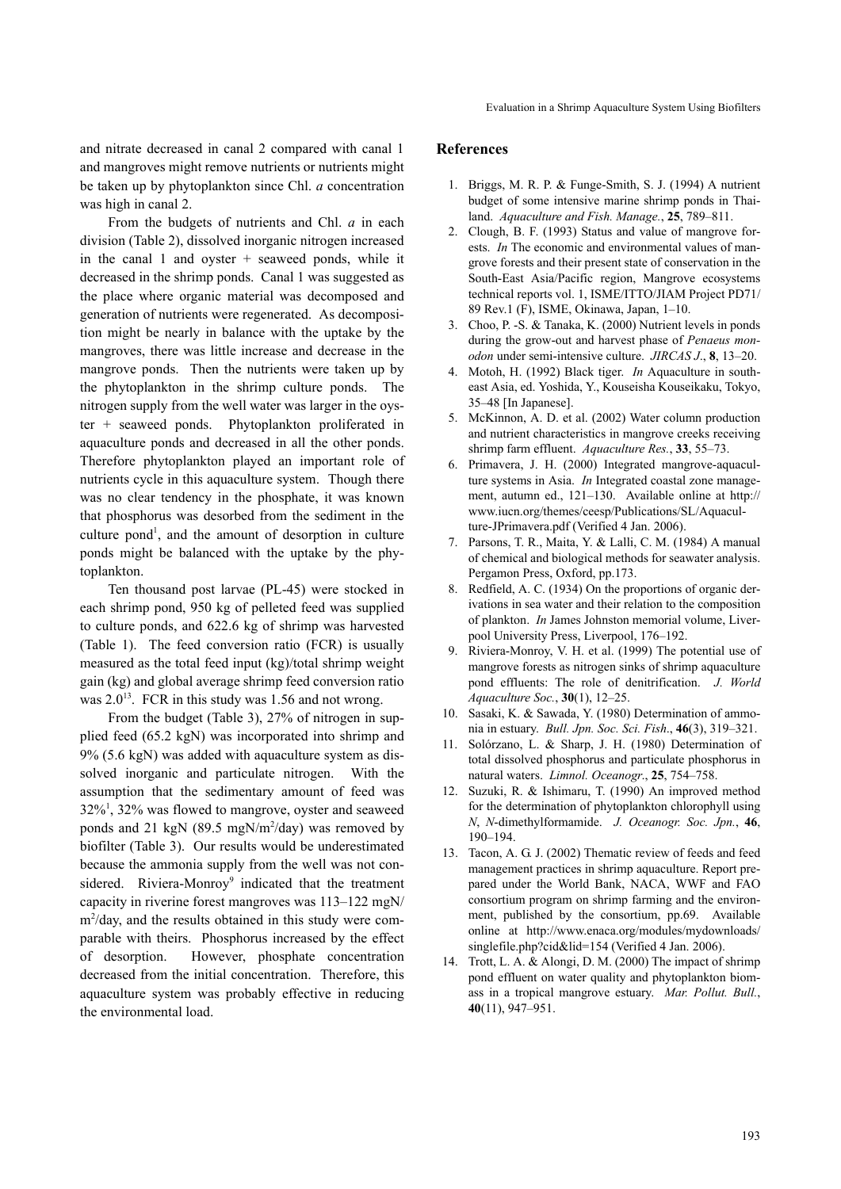and nitrate decreased in canal 2 compared with canal 1 and mangroves might remove nutrients or nutrients might be taken up by phytoplankton since Chl. *a* concentration was high in canal 2.

From the budgets of nutrients and Chl. *a* in each division (Table 2), dissolved inorganic nitrogen increased in the canal 1 and oyster + seaweed ponds, while it decreased in the shrimp ponds. Canal 1 was suggested as the place where organic material was decomposed and generation of nutrients were regenerated. As decomposition might be nearly in balance with the uptake by the mangroves, there was little increase and decrease in the mangrove ponds. Then the nutrients were taken up by the phytoplankton in the shrimp culture ponds. The nitrogen supply from the well water was larger in the oyster + seaweed ponds. Phytoplankton proliferated in aquaculture ponds and decreased in all the other ponds. Therefore phytoplankton played an important role of nutrients cycle in this aquaculture system. Though there was no clear tendency in the phosphate, it was known that phosphorus was desorbed from the sediment in the culture pond[1], and the amount of desorption in culture ponds might be balanced with the uptake by the phytoplankton.

Ten thousand post larvae (PL-45) were stocked in each shrimp pond, 950 kg of pelleted feed was supplied to culture ponds, and 622.6 kg of shrimp was harvested (Table 1). The feed conversion ratio (FCR) is usually measured as the total feed input (kg)/total shrimp weight gain (kg) and global average shrimp feed conversion ratio was 2.0[13]. FCR in this study was 1.56 and not wrong.

From the budget (Table 3), 27% of nitrogen in supplied feed (65.2 kgN) was incorporated into shrimp and 9% (5.6 kgN) was added with aquaculture system as dissolved inorganic and particulate nitrogen. With the assumption that the sedimentary amount of feed was 32%[1], 32% was flowed to mangrove, oyster and seaweed ponds and 21 kgN (89.5 mgN/$m^2$/day) was removed by biofilter (Table 3). Our results would be underestimated because the ammonia supply from the well was not considered. Riviera-Monroy[9] indicated that the treatment capacity in riverine forest mangroves was 113–122 mgN/$m^2$/day, and the results obtained in this study were comparable with theirs. Phosphorus increased by the effect of desorption. However, phosphate concentration decreased from the initial concentration. Therefore, this aquaculture system was probably effective in reducing the environmental load.

## References

1. Briggs, M. R. P. & Funge-Smith, S. J. (1994) A nutrient budget of some intensive marine shrimp ponds in Thailand. *Aquaculture and Fish. Manage.*, **25**, 789–811.
2. Clough, B. F. (1993) Status and value of mangrove forests. *In* The economic and environmental values of mangrove forests and their present state of conservation in the South-East Asia/Pacific region, Mangrove ecosystems technical reports vol. 1, ISME/ITTO/JIAM Project PD71/89 Rev.1 (F), ISME, Okinawa, Japan, 1–10.
3. Choo, P. -S. & Tanaka, K. (2000) Nutrient levels in ponds during the grow-out and harvest phase of *Penaeus monodon* under semi-intensive culture. *JIRCAS J.*, **8**, 13–20.
4. Motoh, H. (1992) Black tiger. *In* Aquaculture in southeast Asia, ed. Yoshida, Y., Kouseisha Kouseikaku, Tokyo, 35–48 [In Japanese].
5. McKinnon, A. D. et al. (2002) Water column production and nutrient characteristics in mangrove creeks receiving shrimp farm effluent. *Aquaculture Res.*, **33**, 55–73.
6. Primavera, J. H. (2000) Integrated mangrove-aquaculture systems in Asia. *In* Integrated coastal zone management, autumn ed., 121–130. Available online at http://www.iucn.org/themes/ceesp/Publications/SL/Aquaculture-JPrimavera.pdf (Verified 4 Jan. 2006).
7. Parsons, T. R., Maita, Y. & Lalli, C. M. (1984) A manual of chemical and biological methods for seawater analysis. Pergamon Press, Oxford, pp.173.
8. Redfield, A. C. (1934) On the proportions of organic derivations in sea water and their relation to the composition of plankton. *In* James Johnston memorial volume, Liverpool University Press, Liverpool, 176–192.
9. Riviera-Monroy, V. H. et al. (1999) The potential use of mangrove forests as nitrogen sinks of shrimp aquaculture pond effluents: The role of denitrification. *J. World Aquaculture Soc.*, **30**(1), 12–25.
10. Sasaki, K. & Sawada, Y. (1980) Determination of ammonia in estuary. *Bull. Jpn. Soc. Sci. Fish*., **46**(3), 319–321.
11. Solórzano, L. & Sharp, J. H. (1980) Determination of total dissolved phosphorus and particulate phosphorus in natural waters. *Limnol. Oceanogr*., **25**, 754–758.
12. Suzuki, R. & Ishimaru, T. (1990) An improved method for the determination of phytoplankton chlorophyll using *N*, *N*-dimethylformamide. *J. Oceanogr. Soc. Jpn.*, **46**, 190–194.
13. Tacon, A. G. J. (2002) Thematic review of feeds and feed management practices in shrimp aquaculture. Report prepared under the World Bank, NACA, WWF and FAO consortium program on shrimp farming and the environment, published by the consortium, pp.69. Available online at http://www.enaca.org/modules/mydownloads/singlefile.php?cid&lid=154 (Verified 4 Jan. 2006).
14. Trott, L. A. & Alongi, D. M. (2000) The impact of shrimp pond effluent on water quality and phytoplankton biomass in a tropical mangrove estuary. *Mar. Pollut. Bull.*, **40**(11), 947–951.